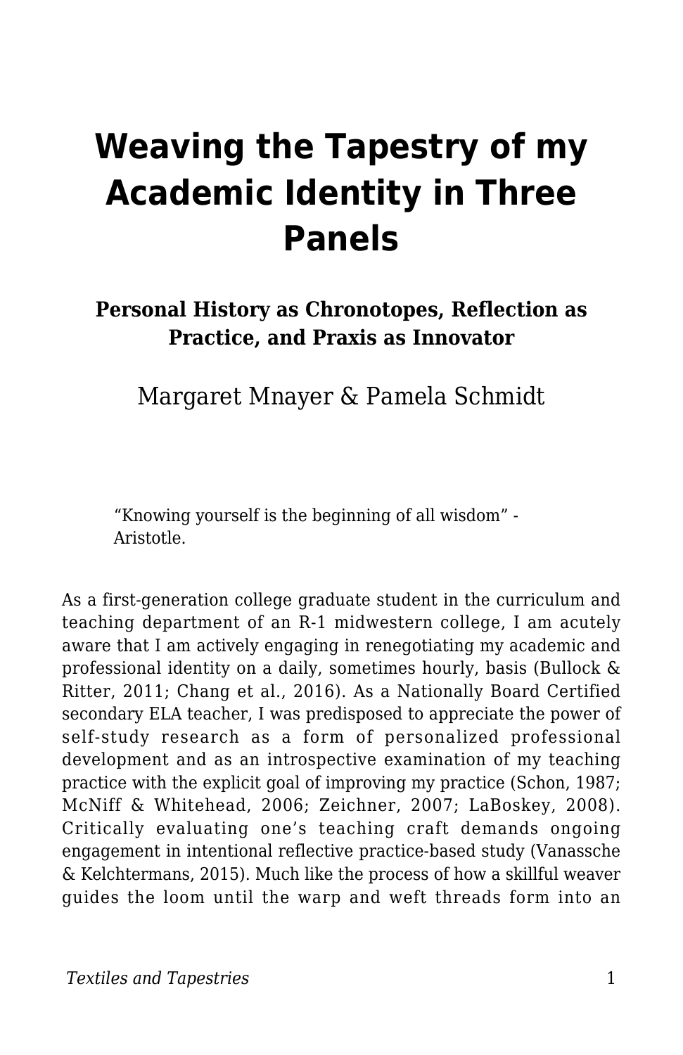# Weaving the Tapestry of my Academic Identity in Three Panels

**Personal History as Chronotopes, Reflection as Practice, and Praxis as Innovator**

Margaret Mnayer & Pamela Schmidt

> "Knowing yourself is the beginning of all wisdom" - Aristotle.

As a first-generation college graduate student in the curriculum and teaching department of an R-1 midwestern college, I am acutely aware that I am actively engaging in renegotiating my academic and professional identity on a daily, sometimes hourly, basis (Bullock & Ritter, 2011; Chang et al., 2016). As a Nationally Board Certified secondary ELA teacher, I was predisposed to appreciate the power of self-study research as a form of personalized professional development and as an introspective examination of my teaching practice with the explicit goal of improving my practice (Schon, 1987; McNiff & Whitehead, 2006; Zeichner, 2007; LaBoskey, 2008). Critically evaluating one's teaching craft demands ongoing engagement in intentional reflective practice-based study (Vanassche & Kelchtermans, 2015). Much like the process of how a skillful weaver guides the loom until the warp and weft threads form into an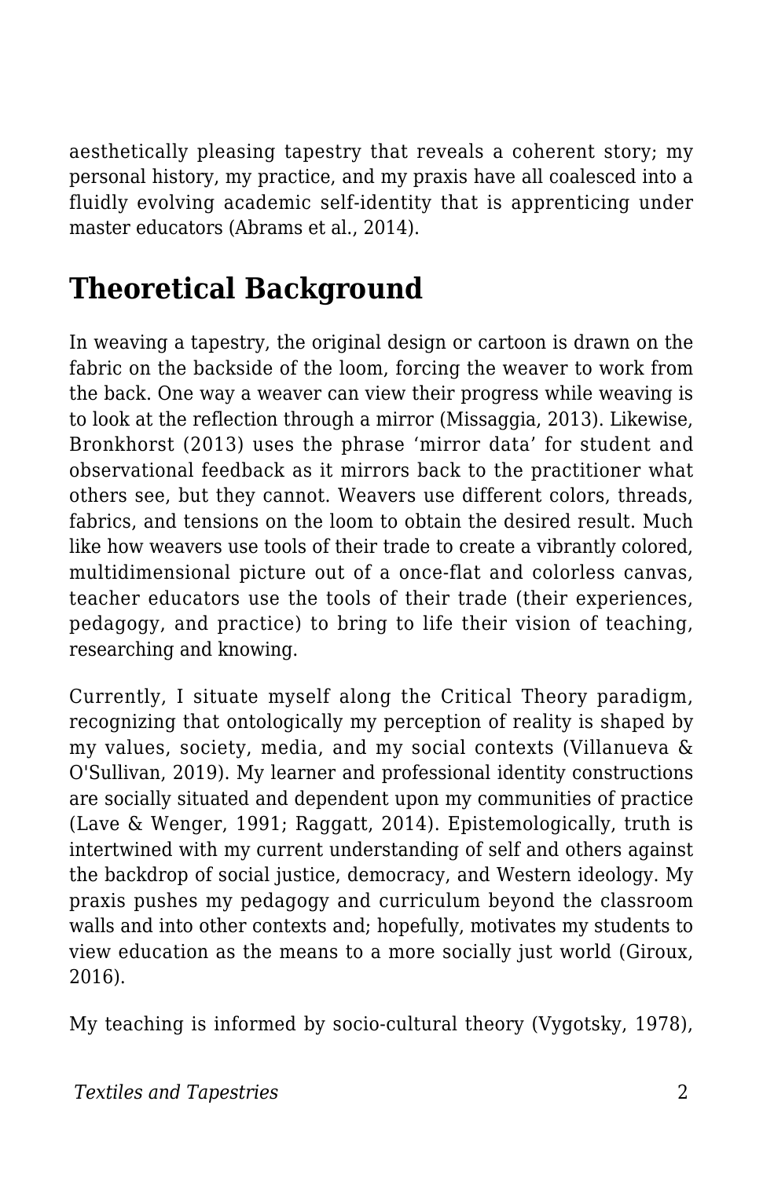aesthetically pleasing tapestry that reveals a coherent story; my personal history, my practice, and my praxis have all coalesced into a fluidly evolving academic self-identity that is apprenticing under master educators (Abrams et al., 2014).

## Theoretical Background

In weaving a tapestry, the original design or cartoon is drawn on the fabric on the backside of the loom, forcing the weaver to work from the back. One way a weaver can view their progress while weaving is to look at the reflection through a mirror (Missaggia, 2013). Likewise, Bronkhorst (2013) uses the phrase 'mirror data' for student and observational feedback as it mirrors back to the practitioner what others see, but they cannot. Weavers use different colors, threads, fabrics, and tensions on the loom to obtain the desired result. Much like how weavers use tools of their trade to create a vibrantly colored, multidimensional picture out of a once-flat and colorless canvas, teacher educators use the tools of their trade (their experiences, pedagogy, and practice) to bring to life their vision of teaching, researching and knowing.

Currently, I situate myself along the Critical Theory paradigm, recognizing that ontologically my perception of reality is shaped by my values, society, media, and my social contexts (Villanueva & O'Sullivan, 2019). My learner and professional identity constructions are socially situated and dependent upon my communities of practice (Lave & Wenger, 1991; Raggatt, 2014). Epistemologically, truth is intertwined with my current understanding of self and others against the backdrop of social justice, democracy, and Western ideology. My praxis pushes my pedagogy and curriculum beyond the classroom walls and into other contexts and; hopefully, motivates my students to view education as the means to a more socially just world (Giroux, 2016).

My teaching is informed by socio-cultural theory (Vygotsky, 1978),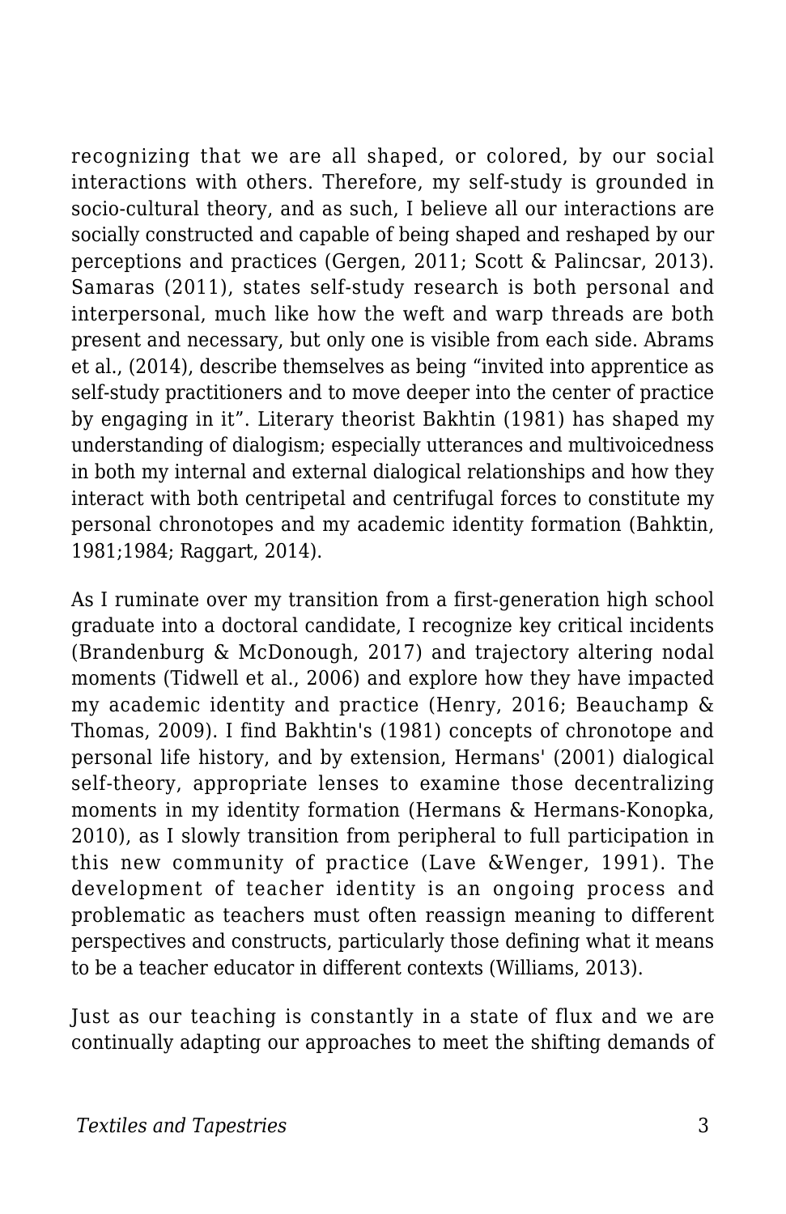recognizing that we are all shaped, or colored, by our social interactions with others. Therefore, my self-study is grounded in socio-cultural theory, and as such, I believe all our interactions are socially constructed and capable of being shaped and reshaped by our perceptions and practices (Gergen, 2011; Scott & Palincsar, 2013). Samaras (2011), states self-study research is both personal and interpersonal, much like how the weft and warp threads are both present and necessary, but only one is visible from each side. Abrams et al., (2014), describe themselves as being "invited into apprentice as self-study practitioners and to move deeper into the center of practice by engaging in it". Literary theorist Bakhtin (1981) has shaped my understanding of dialogism; especially utterances and multivoicedness in both my internal and external dialogical relationships and how they interact with both centripetal and centrifugal forces to constitute my personal chronotopes and my academic identity formation (Bahktin, 1981;1984; Raggart, 2014).

As I ruminate over my transition from a first-generation high school graduate into a doctoral candidate, I recognize key critical incidents (Brandenburg & McDonough, 2017) and trajectory altering nodal moments (Tidwell et al., 2006) and explore how they have impacted my academic identity and practice (Henry, 2016; Beauchamp & Thomas, 2009). I find Bakhtin's (1981) concepts of chronotope and personal life history, and by extension, Hermans' (2001) dialogical self-theory, appropriate lenses to examine those decentralizing moments in my identity formation (Hermans & Hermans-Konopka, 2010), as I slowly transition from peripheral to full participation in this new community of practice (Lave &Wenger, 1991). The development of teacher identity is an ongoing process and problematic as teachers must often reassign meaning to different perspectives and constructs, particularly those defining what it means to be a teacher educator in different contexts (Williams, 2013).

Just as our teaching is constantly in a state of flux and we are continually adapting our approaches to meet the shifting demands of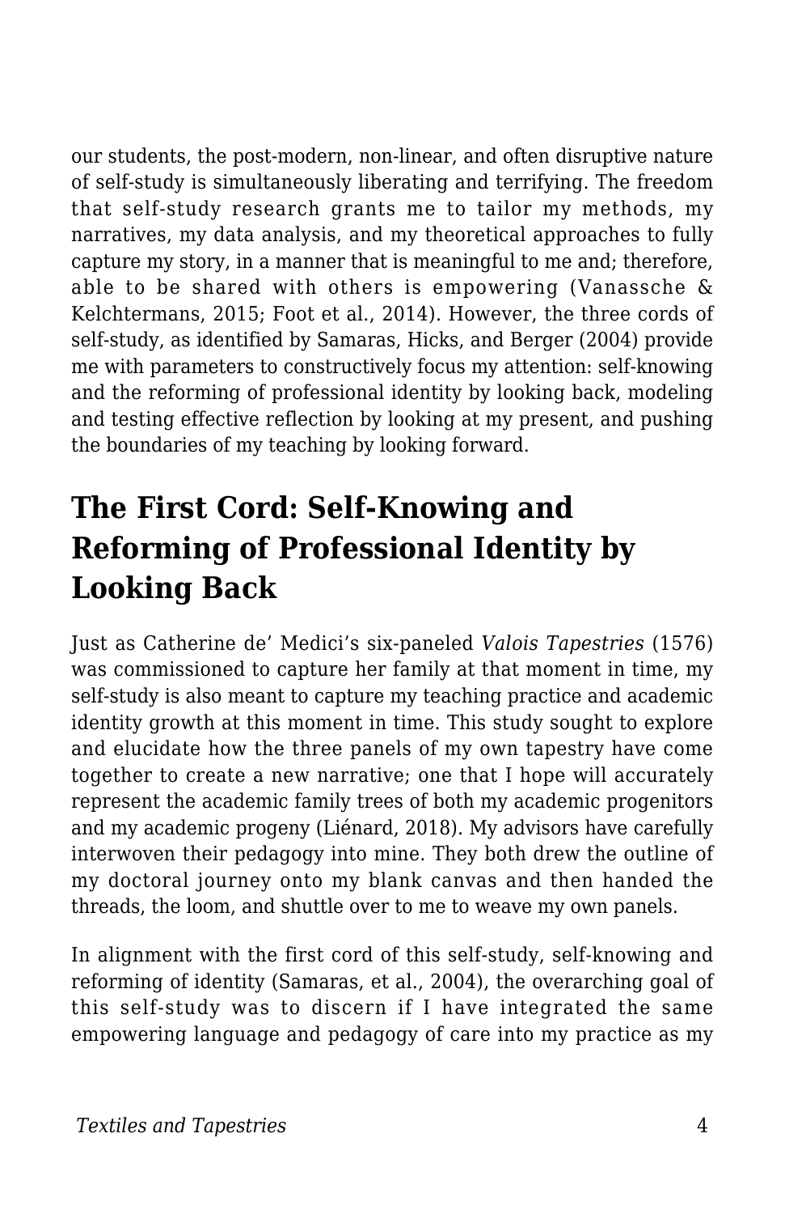our students, the post-modern, non-linear, and often disruptive nature of self-study is simultaneously liberating and terrifying. The freedom that self-study research grants me to tailor my methods, my narratives, my data analysis, and my theoretical approaches to fully capture my story, in a manner that is meaningful to me and; therefore, able to be shared with others is empowering (Vanassche & Kelchtermans, 2015; Foot et al., 2014). However, the three cords of self-study, as identified by Samaras, Hicks, and Berger (2004) provide me with parameters to constructively focus my attention: self-knowing and the reforming of professional identity by looking back, modeling and testing effective reflection by looking at my present, and pushing the boundaries of my teaching by looking forward.

## The First Cord: Self-Knowing and Reforming of Professional Identity by Looking Back

Just as Catherine de' Medici's six-paneled *Valois Tapestries* (1576) was commissioned to capture her family at that moment in time, my self-study is also meant to capture my teaching practice and academic identity growth at this moment in time. This study sought to explore and elucidate how the three panels of my own tapestry have come together to create a new narrative; one that I hope will accurately represent the academic family trees of both my academic progenitors and my academic progeny (Liénard, 2018). My advisors have carefully interwoven their pedagogy into mine. They both drew the outline of my doctoral journey onto my blank canvas and then handed the threads, the loom, and shuttle over to me to weave my own panels.

In alignment with the first cord of this self-study, self-knowing and reforming of identity (Samaras, et al., 2004), the overarching goal of this self-study was to discern if I have integrated the same empowering language and pedagogy of care into my practice as my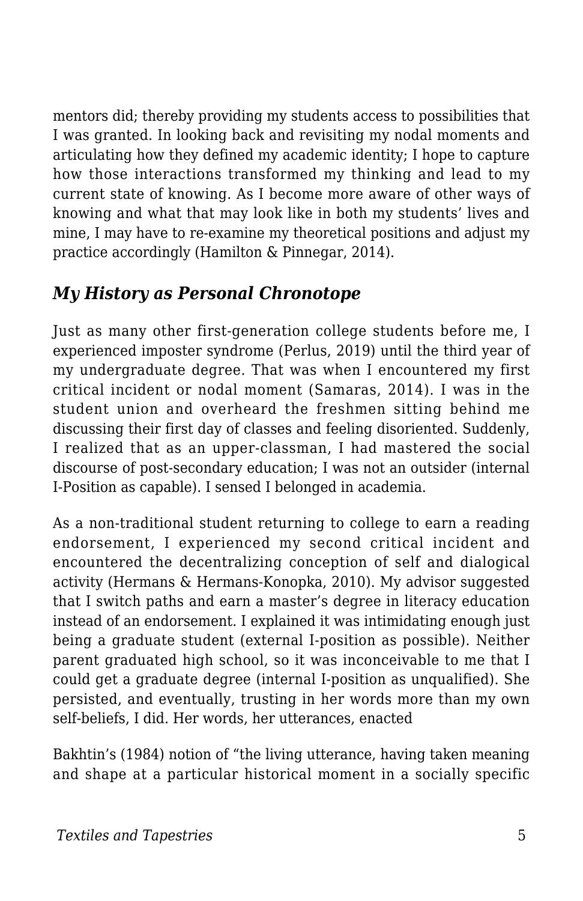mentors did; thereby providing my students access to possibilities that I was granted. In looking back and revisiting my nodal moments and articulating how they defined my academic identity; I hope to capture how those interactions transformed my thinking and lead to my current state of knowing. As I become more aware of other ways of knowing and what that may look like in both my students' lives and mine, I may have to re-examine my theoretical positions and adjust my practice accordingly (Hamilton & Pinnegar, 2014).

### *My History as Personal Chronotope*

Just as many other first-generation college students before me, I experienced imposter syndrome (Perlus, 2019) until the third year of my undergraduate degree. That was when I encountered my first critical incident or nodal moment (Samaras, 2014). I was in the student union and overheard the freshmen sitting behind me discussing their first day of classes and feeling disoriented. Suddenly, I realized that as an upper-classman, I had mastered the social discourse of post-secondary education; I was not an outsider (internal I-Position as capable). I sensed I belonged in academia.

As a non-traditional student returning to college to earn a reading endorsement, I experienced my second critical incident and encountered the decentralizing conception of self and dialogical activity (Hermans & Hermans-Konopka, 2010). My advisor suggested that I switch paths and earn a master's degree in literacy education instead of an endorsement. I explained it was intimidating enough just being a graduate student (external I-position as possible). Neither parent graduated high school, so it was inconceivable to me that I could get a graduate degree (internal I-position as unqualified). She persisted, and eventually, trusting in her words more than my own self-beliefs, I did. Her words, her utterances, enacted

Bakhtin's (1984) notion of "the living utterance, having taken meaning and shape at a particular historical moment in a socially specific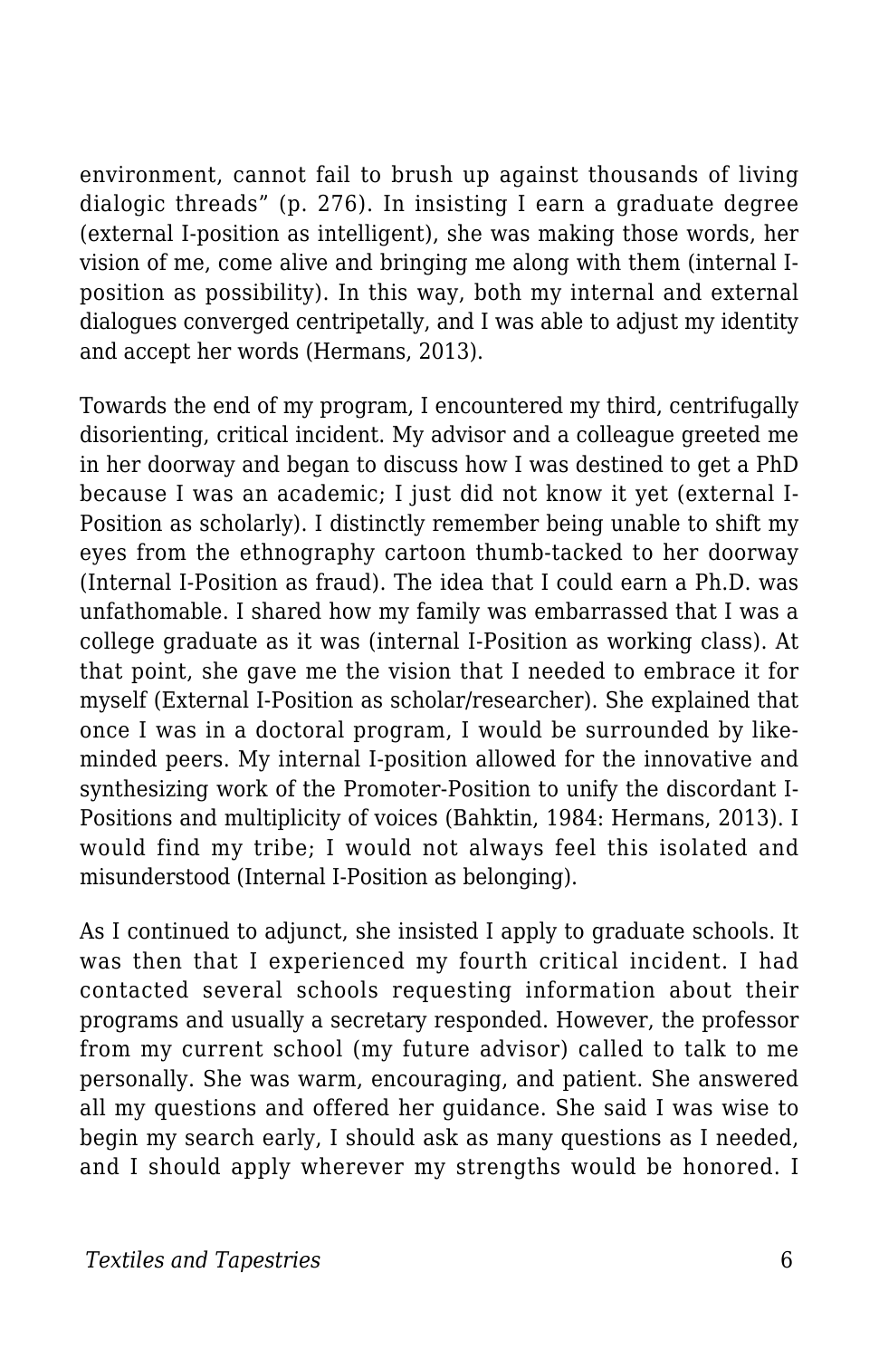environment, cannot fail to brush up against thousands of living dialogic threads" (p. 276). In insisting I earn a graduate degree (external I-position as intelligent), she was making those words, her vision of me, come alive and bringing me along with them (internal I-position as possibility). In this way, both my internal and external dialogues converged centripetally, and I was able to adjust my identity and accept her words (Hermans, 2013).

Towards the end of my program, I encountered my third, centrifugally disorienting, critical incident. My advisor and a colleague greeted me in her doorway and began to discuss how I was destined to get a PhD because I was an academic; I just did not know it yet (external I-Position as scholarly). I distinctly remember being unable to shift my eyes from the ethnography cartoon thumb-tacked to her doorway (Internal I-Position as fraud). The idea that I could earn a Ph.D. was unfathomable. I shared how my family was embarrassed that I was a college graduate as it was (internal I-Position as working class). At that point, she gave me the vision that I needed to embrace it for myself (External I-Position as scholar/researcher). She explained that once I was in a doctoral program, I would be surrounded by like-minded peers. My internal I-position allowed for the innovative and synthesizing work of the Promoter-Position to unify the discordant I-Positions and multiplicity of voices (Bahktin, 1984: Hermans, 2013). I would find my tribe; I would not always feel this isolated and misunderstood (Internal I-Position as belonging).

As I continued to adjunct, she insisted I apply to graduate schools. It was then that I experienced my fourth critical incident. I had contacted several schools requesting information about their programs and usually a secretary responded. However, the professor from my current school (my future advisor) called to talk to me personally. She was warm, encouraging, and patient. She answered all my questions and offered her guidance. She said I was wise to begin my search early, I should ask as many questions as I needed, and I should apply wherever my strengths would be honored. I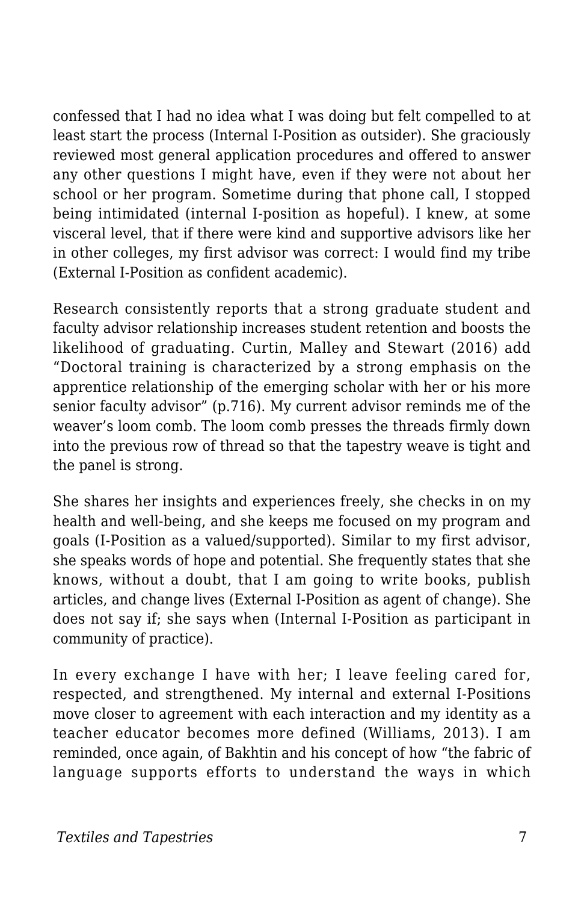confessed that I had no idea what I was doing but felt compelled to at least start the process (Internal I-Position as outsider). She graciously reviewed most general application procedures and offered to answer any other questions I might have, even if they were not about her school or her program. Sometime during that phone call, I stopped being intimidated (internal I-position as hopeful). I knew, at some visceral level, that if there were kind and supportive advisors like her in other colleges, my first advisor was correct: I would find my tribe (External I-Position as confident academic).

Research consistently reports that a strong graduate student and faculty advisor relationship increases student retention and boosts the likelihood of graduating. Curtin, Malley and Stewart (2016) add "Doctoral training is characterized by a strong emphasis on the apprentice relationship of the emerging scholar with her or his more senior faculty advisor" (p.716). My current advisor reminds me of the weaver's loom comb. The loom comb presses the threads firmly down into the previous row of thread so that the tapestry weave is tight and the panel is strong.

She shares her insights and experiences freely, she checks in on my health and well-being, and she keeps me focused on my program and goals (I-Position as a valued/supported). Similar to my first advisor, she speaks words of hope and potential. She frequently states that she knows, without a doubt, that I am going to write books, publish articles, and change lives (External I-Position as agent of change). She does not say if; she says when (Internal I-Position as participant in community of practice).

In every exchange I have with her; I leave feeling cared for, respected, and strengthened. My internal and external I-Positions move closer to agreement with each interaction and my identity as a teacher educator becomes more defined (Williams, 2013). I am reminded, once again, of Bakhtin and his concept of how "the fabric of language supports efforts to understand the ways in which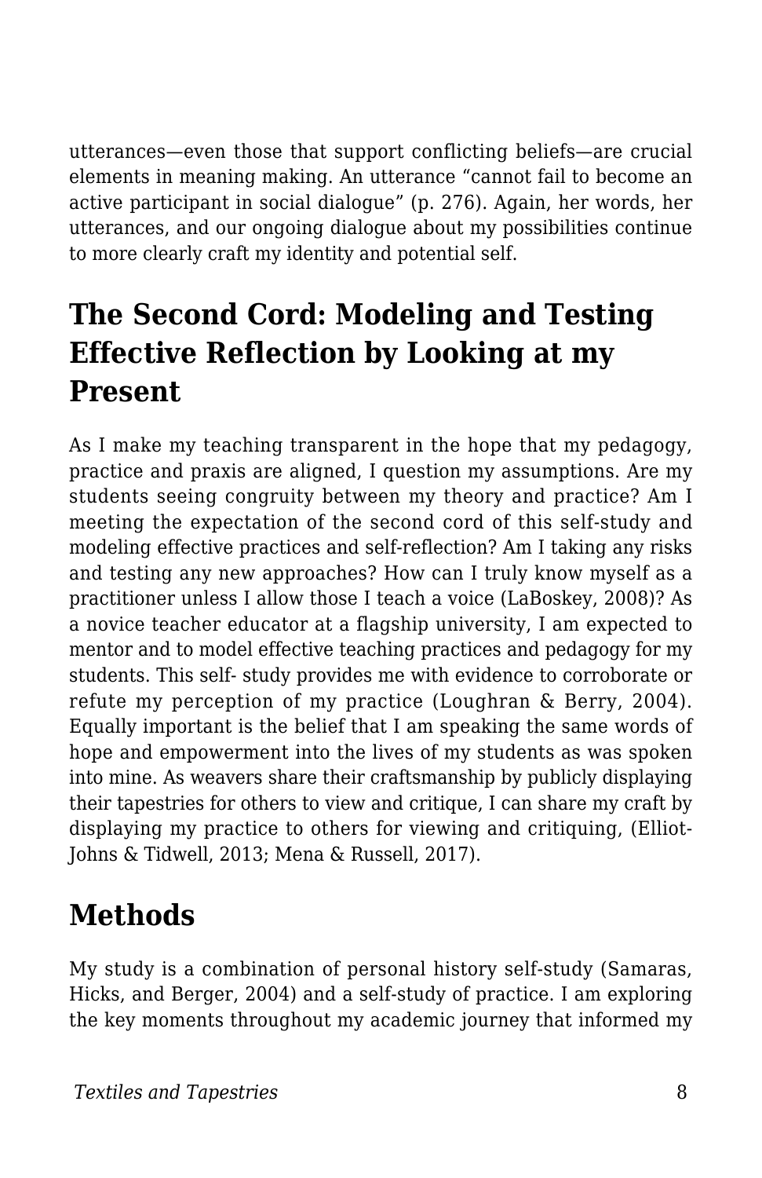utterances—even those that support conflicting beliefs—are crucial elements in meaning making. An utterance “cannot fail to become an active participant in social dialogue” (p. 276). Again, her words, her utterances, and our ongoing dialogue about my possibilities continue to more clearly craft my identity and potential self.

## The Second Cord: Modeling and Testing Effective Reflection by Looking at my Present

As I make my teaching transparent in the hope that my pedagogy, practice and praxis are aligned, I question my assumptions. Are my students seeing congruity between my theory and practice? Am I meeting the expectation of the second cord of this self-study and modeling effective practices and self-reflection? Am I taking any risks and testing any new approaches? How can I truly know myself as a practitioner unless I allow those I teach a voice (LaBoskey, 2008)? As a novice teacher educator at a flagship university, I am expected to mentor and to model effective teaching practices and pedagogy for my students. This self- study provides me with evidence to corroborate or refute my perception of my practice (Loughran & Berry, 2004). Equally important is the belief that I am speaking the same words of hope and empowerment into the lives of my students as was spoken into mine. As weavers share their craftsmanship by publicly displaying their tapestries for others to view and critique, I can share my craft by displaying my practice to others for viewing and critiquing, (Elliot-Johns & Tidwell, 2013; Mena & Russell, 2017).

## Methods

My study is a combination of personal history self-study (Samaras, Hicks, and Berger, 2004) and a self-study of practice. I am exploring the key moments throughout my academic journey that informed my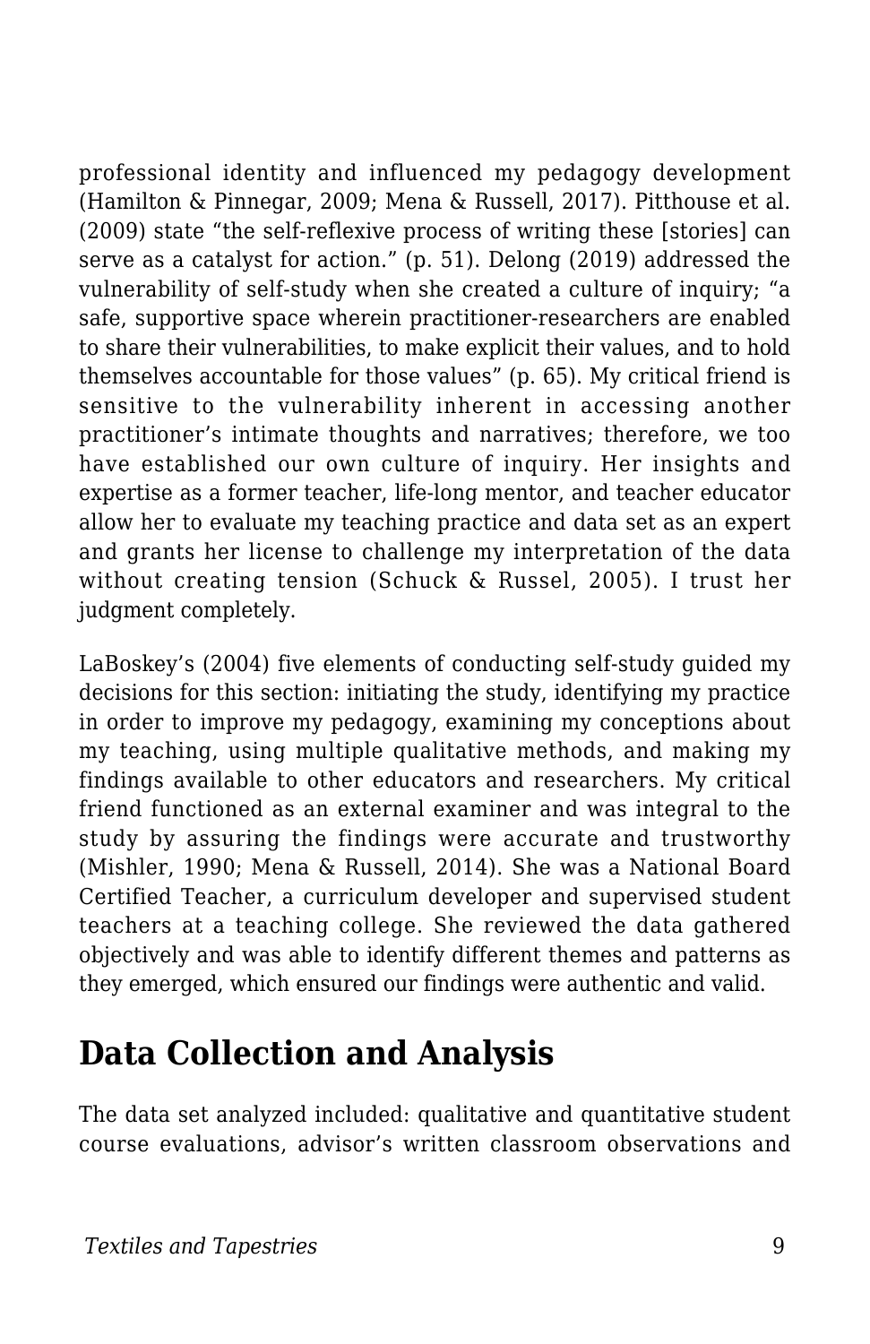professional identity and influenced my pedagogy development (Hamilton & Pinnegar, 2009; Mena & Russell, 2017). Pitthouse et al. (2009) state "the self-reflexive process of writing these [stories] can serve as a catalyst for action." (p. 51). Delong (2019) addressed the vulnerability of self-study when she created a culture of inquiry; "a safe, supportive space wherein practitioner-researchers are enabled to share their vulnerabilities, to make explicit their values, and to hold themselves accountable for those values" (p. 65). My critical friend is sensitive to the vulnerability inherent in accessing another practitioner's intimate thoughts and narratives; therefore, we too have established our own culture of inquiry. Her insights and expertise as a former teacher, life-long mentor, and teacher educator allow her to evaluate my teaching practice and data set as an expert and grants her license to challenge my interpretation of the data without creating tension (Schuck & Russel, 2005). I trust her judgment completely.

LaBoskey's (2004) five elements of conducting self-study guided my decisions for this section: initiating the study, identifying my practice in order to improve my pedagogy, examining my conceptions about my teaching, using multiple qualitative methods, and making my findings available to other educators and researchers. My critical friend functioned as an external examiner and was integral to the study by assuring the findings were accurate and trustworthy (Mishler, 1990; Mena & Russell, 2014). She was a National Board Certified Teacher, a curriculum developer and supervised student teachers at a teaching college. She reviewed the data gathered objectively and was able to identify different themes and patterns as they emerged, which ensured our findings were authentic and valid.

## Data Collection and Analysis

The data set analyzed included: qualitative and quantitative student course evaluations, advisor's written classroom observations and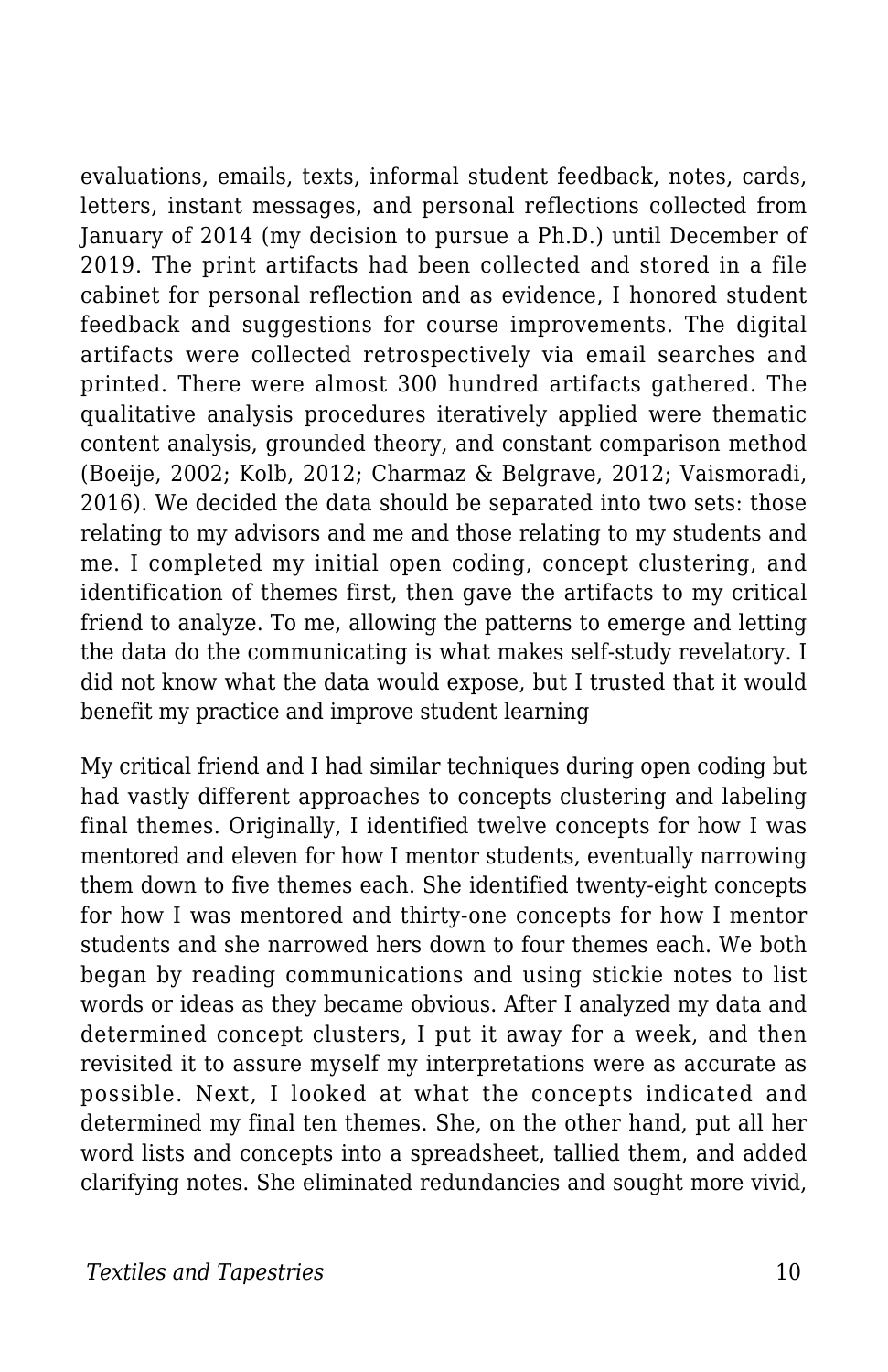evaluations, emails, texts, informal student feedback, notes, cards, letters, instant messages, and personal reflections collected from January of 2014 (my decision to pursue a Ph.D.) until December of 2019. The print artifacts had been collected and stored in a file cabinet for personal reflection and as evidence, I honored student feedback and suggestions for course improvements. The digital artifacts were collected retrospectively via email searches and printed. There were almost 300 hundred artifacts gathered. The qualitative analysis procedures iteratively applied were thematic content analysis, grounded theory, and constant comparison method (Boeije, 2002; Kolb, 2012; Charmaz & Belgrave, 2012; Vaismoradi, 2016). We decided the data should be separated into two sets: those relating to my advisors and me and those relating to my students and me. I completed my initial open coding, concept clustering, and identification of themes first, then gave the artifacts to my critical friend to analyze. To me, allowing the patterns to emerge and letting the data do the communicating is what makes self-study revelatory. I did not know what the data would expose, but I trusted that it would benefit my practice and improve student learning

My critical friend and I had similar techniques during open coding but had vastly different approaches to concepts clustering and labeling final themes. Originally, I identified twelve concepts for how I was mentored and eleven for how I mentor students, eventually narrowing them down to five themes each. She identified twenty-eight concepts for how I was mentored and thirty-one concepts for how I mentor students and she narrowed hers down to four themes each. We both began by reading communications and using stickie notes to list words or ideas as they became obvious. After I analyzed my data and determined concept clusters, I put it away for a week, and then revisited it to assure myself my interpretations were as accurate as possible. Next, I looked at what the concepts indicated and determined my final ten themes. She, on the other hand, put all her word lists and concepts into a spreadsheet, tallied them, and added clarifying notes. She eliminated redundancies and sought more vivid,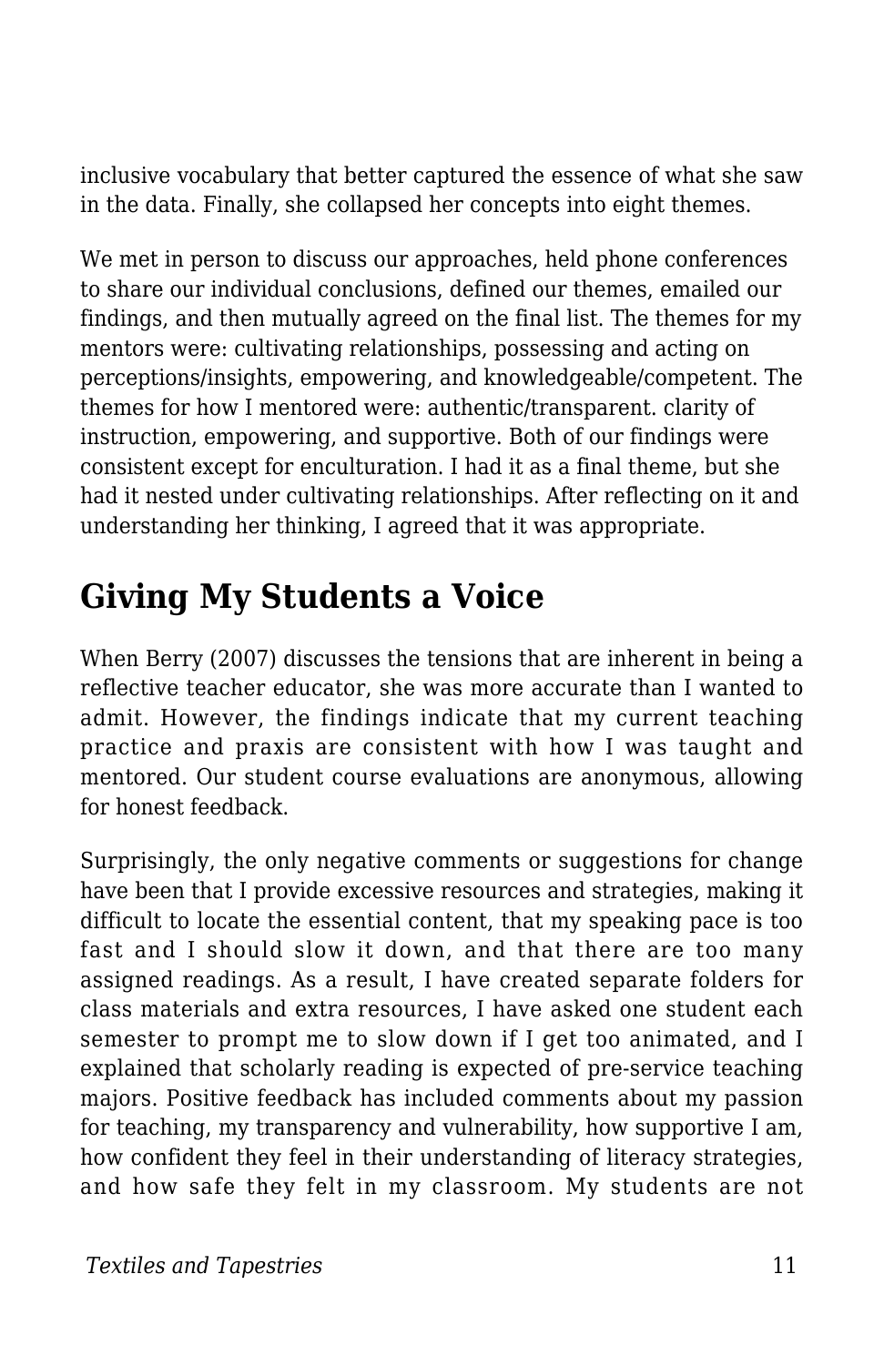inclusive vocabulary that better captured the essence of what she saw in the data. Finally, she collapsed her concepts into eight themes.

We met in person to discuss our approaches, held phone conferences to share our individual conclusions, defined our themes, emailed our findings, and then mutually agreed on the final list. The themes for my mentors were: cultivating relationships, possessing and acting on perceptions/insights, empowering, and knowledgeable/competent. The themes for how I mentored were: authentic/transparent. clarity of instruction, empowering, and supportive. Both of our findings were consistent except for enculturation. I had it as a final theme, but she had it nested under cultivating relationships. After reflecting on it and understanding her thinking, I agreed that it was appropriate.

## Giving My Students a Voice

When Berry (2007) discusses the tensions that are inherent in being a reflective teacher educator, she was more accurate than I wanted to admit. However, the findings indicate that my current teaching practice and praxis are consistent with how I was taught and mentored. Our student course evaluations are anonymous, allowing for honest feedback.

Surprisingly, the only negative comments or suggestions for change have been that I provide excessive resources and strategies, making it difficult to locate the essential content, that my speaking pace is too fast and I should slow it down, and that there are too many assigned readings. As a result, I have created separate folders for class materials and extra resources, I have asked one student each semester to prompt me to slow down if I get too animated, and I explained that scholarly reading is expected of pre-service teaching majors. Positive feedback has included comments about my passion for teaching, my transparency and vulnerability, how supportive I am, how confident they feel in their understanding of literacy strategies, and how safe they felt in my classroom. My students are not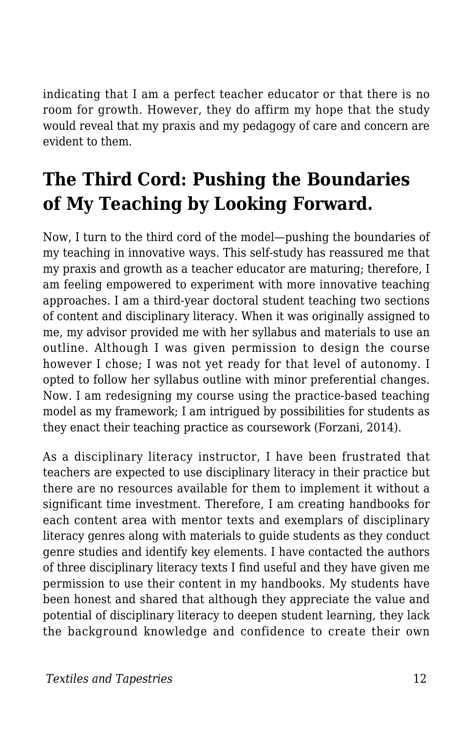indicating that I am a perfect teacher educator or that there is no room for growth. However, they do affirm my hope that the study would reveal that my praxis and my pedagogy of care and concern are evident to them.

## The Third Cord: Pushing the Boundaries of My Teaching by Looking Forward.

Now, I turn to the third cord of the model—pushing the boundaries of my teaching in innovative ways. This self-study has reassured me that my praxis and growth as a teacher educator are maturing; therefore, I am feeling empowered to experiment with more innovative teaching approaches. I am a third-year doctoral student teaching two sections of content and disciplinary literacy. When it was originally assigned to me, my advisor provided me with her syllabus and materials to use an outline. Although I was given permission to design the course however I chose; I was not yet ready for that level of autonomy. I opted to follow her syllabus outline with minor preferential changes. Now. I am redesigning my course using the practice-based teaching model as my framework; I am intrigued by possibilities for students as they enact their teaching practice as coursework (Forzani, 2014).

As a disciplinary literacy instructor, I have been frustrated that teachers are expected to use disciplinary literacy in their practice but there are no resources available for them to implement it without a significant time investment. Therefore, I am creating handbooks for each content area with mentor texts and exemplars of disciplinary literacy genres along with materials to guide students as they conduct genre studies and identify key elements. I have contacted the authors of three disciplinary literacy texts I find useful and they have given me permission to use their content in my handbooks. My students have been honest and shared that although they appreciate the value and potential of disciplinary literacy to deepen student learning, they lack the background knowledge and confidence to create their own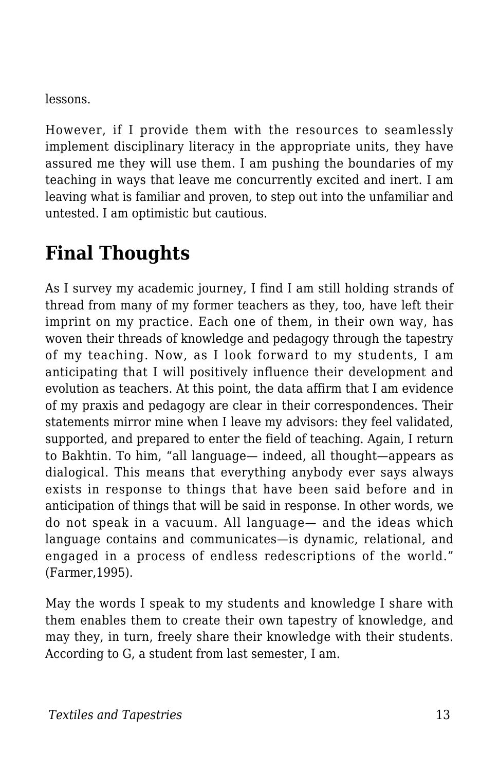lessons.

However, if I provide them with the resources to seamlessly implement disciplinary literacy in the appropriate units, they have assured me they will use them. I am pushing the boundaries of my teaching in ways that leave me concurrently excited and inert. I am leaving what is familiar and proven, to step out into the unfamiliar and untested. I am optimistic but cautious.

## Final Thoughts

As I survey my academic journey, I find I am still holding strands of thread from many of my former teachers as they, too, have left their imprint on my practice. Each one of them, in their own way, has woven their threads of knowledge and pedagogy through the tapestry of my teaching. Now, as I look forward to my students, I am anticipating that I will positively influence their development and evolution as teachers. At this point, the data affirm that I am evidence of my praxis and pedagogy are clear in their correspondences. Their statements mirror mine when I leave my advisors: they feel validated, supported, and prepared to enter the field of teaching. Again, I return to Bakhtin. To him, "all language— indeed, all thought—appears as dialogical. This means that everything anybody ever says always exists in response to things that have been said before and in anticipation of things that will be said in response. In other words, we do not speak in a vacuum. All language— and the ideas which language contains and communicates—is dynamic, relational, and engaged in a process of endless redescriptions of the world." (Farmer,1995).

May the words I speak to my students and knowledge I share with them enables them to create their own tapestry of knowledge, and may they, in turn, freely share their knowledge with their students. According to G, a student from last semester, I am.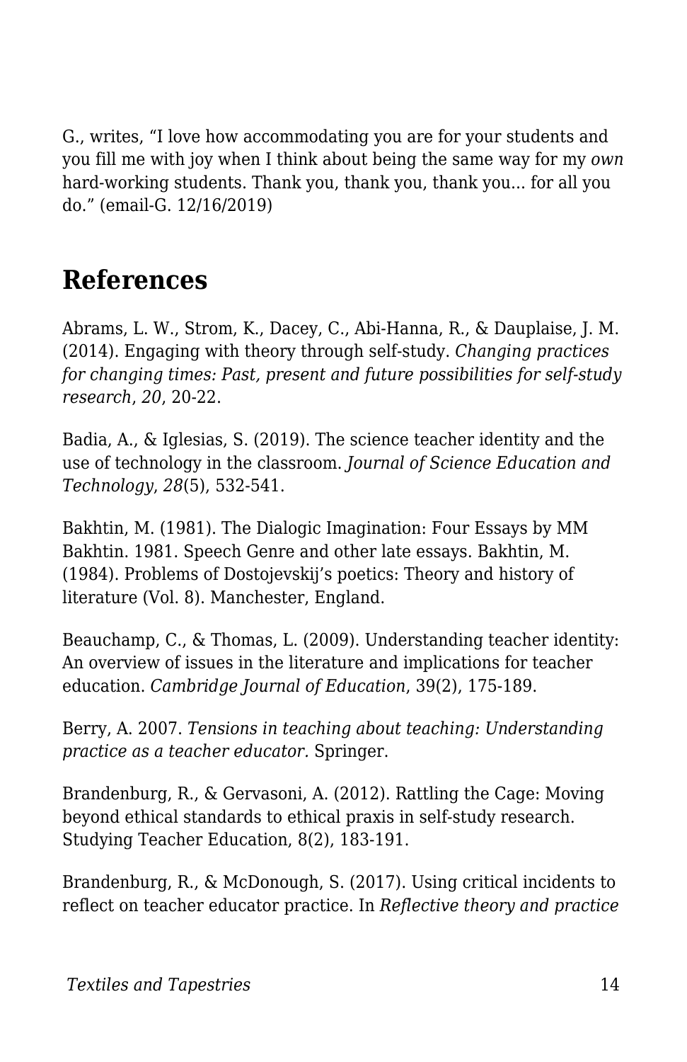G., writes, “I love how accommodating you are for your students and you fill me with joy when I think about being the same way for my *own* hard-working students. Thank you, thank you, thank you... for all you do.” (email-G. 12/16/2019)

## References

Abrams, L. W., Strom, K., Dacey, C., Abi-Hanna, R., & Dauplaise, J. M. (2014). Engaging with theory through self-study. *Changing practices for changing times: Past, present and future possibilities for self-study research*, *20*, 20-22.

Badia, A., & Iglesias, S. (2019). The science teacher identity and the use of technology in the classroom. *Journal of Science Education and Technology*, *28*(5), 532-541.

Bakhtin, M. (1981). The Dialogic Imagination: Four Essays by MM Bakhtin. 1981. Speech Genre and other late essays. Bakhtin, M. (1984). Problems of Dostojevskij’s poetics: Theory and history of literature (Vol. 8). Manchester, England.

Beauchamp, C., & Thomas, L. (2009). Understanding teacher identity: An overview of issues in the literature and implications for teacher education. *Cambridge Journal of Education*, 39(2), 175-189.

Berry, A. 2007. *Tensions in teaching about teaching: Understanding practice as a teacher educator.* Springer.

Brandenburg, R., & Gervasoni, A. (2012). Rattling the Cage: Moving beyond ethical standards to ethical praxis in self-study research. Studying Teacher Education, 8(2), 183-191.

Brandenburg, R., & McDonough, S. (2017). Using critical incidents to reflect on teacher educator practice. In *Reflective theory and practice*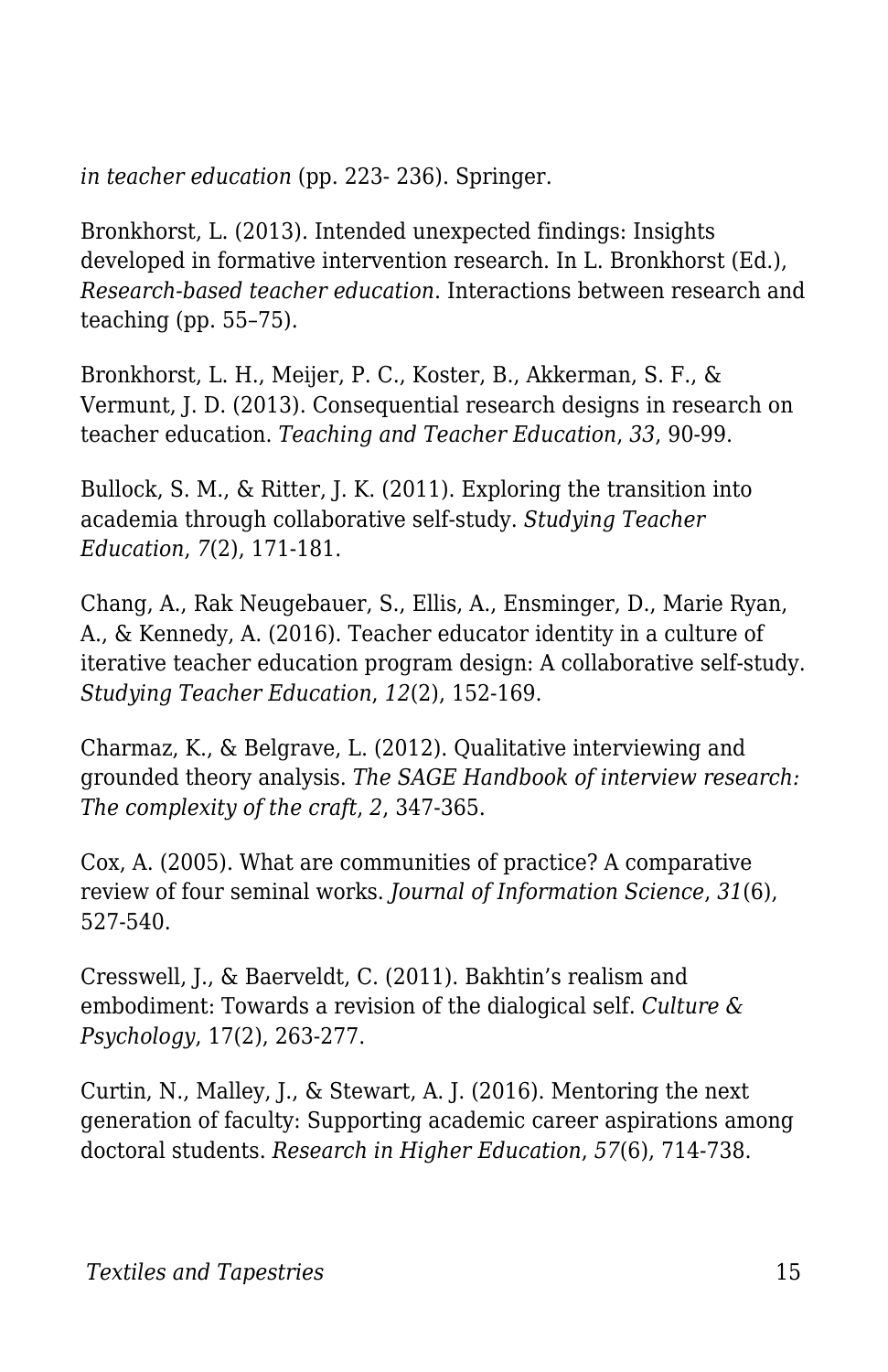*in teacher education* (pp. 223- 236). Springer.

Bronkhorst, L. (2013). Intended unexpected findings: Insights developed in formative intervention research. In L. Bronkhorst (Ed.), *Research-based teacher education*. Interactions between research and teaching (pp. 55–75).

Bronkhorst, L. H., Meijer, P. C., Koster, B., Akkerman, S. F., & Vermunt, J. D. (2013). Consequential research designs in research on teacher education. *Teaching and Teacher Education*, *33*, 90-99.

Bullock, S. M., & Ritter, J. K. (2011). Exploring the transition into academia through collaborative self-study. *Studying Teacher Education*, *7*(2), 171-181.

Chang, A., Rak Neugebauer, S., Ellis, A., Ensminger, D., Marie Ryan, A., & Kennedy, A. (2016). Teacher educator identity in a culture of iterative teacher education program design: A collaborative self-study. *Studying Teacher Education*, *12*(2), 152-169.

Charmaz, K., & Belgrave, L. (2012). Qualitative interviewing and grounded theory analysis. *The SAGE Handbook of interview research: The complexity of the craft*, *2*, 347-365.

Cox, A. (2005). What are communities of practice? A comparative review of four seminal works. *Journal of Information Science*, *31*(6), 527-540.

Cresswell, J., & Baerveldt, C. (2011). Bakhtin's realism and embodiment: Towards a revision of the dialogical self. *Culture & Psychology*, 17(2), 263-277.

Curtin, N., Malley, J., & Stewart, A. J. (2016). Mentoring the next generation of faculty: Supporting academic career aspirations among doctoral students. *Research in Higher Education*, *57*(6), 714-738.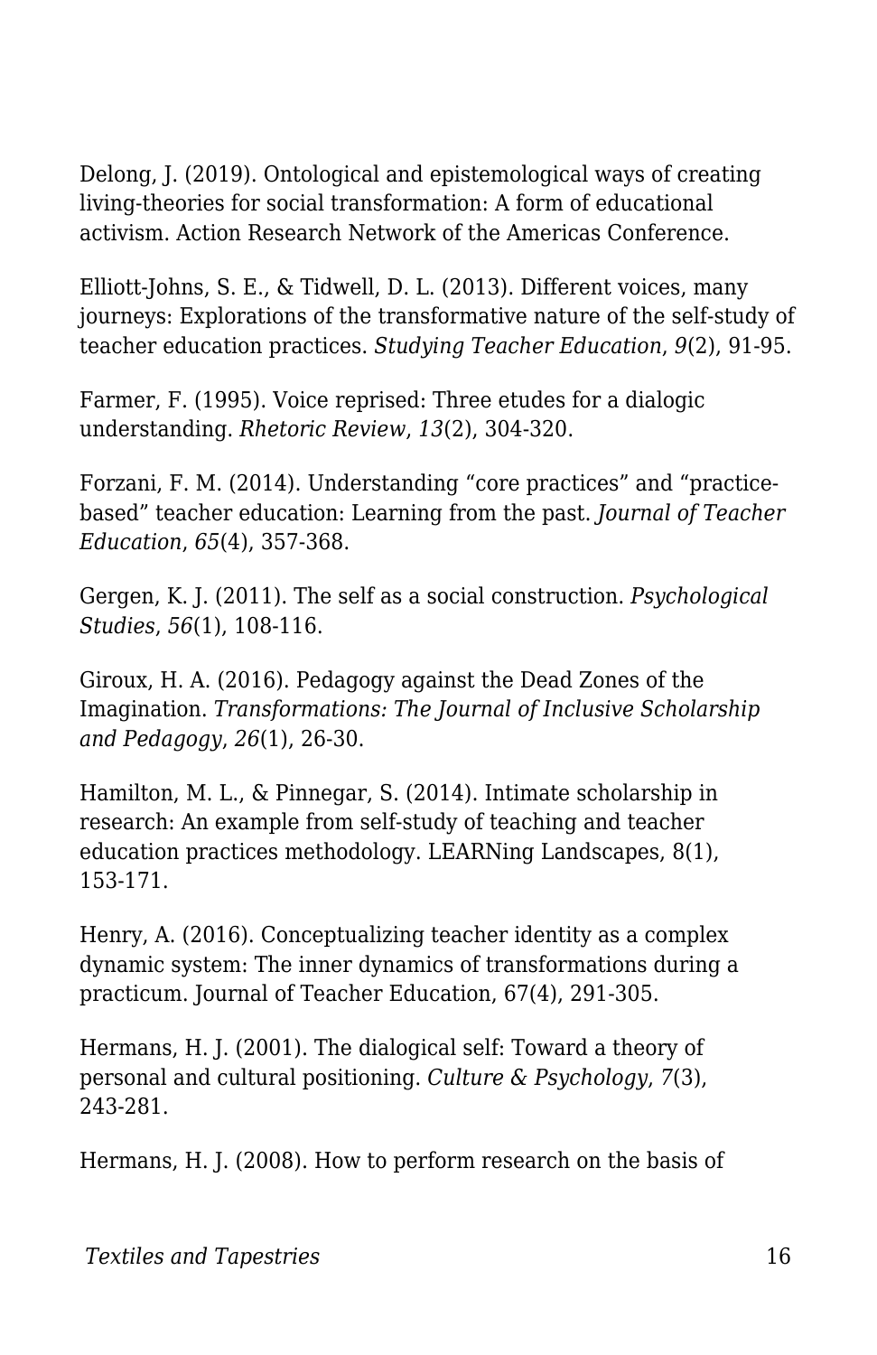Delong, J. (2019). Ontological and epistemological ways of creating living-theories for social transformation: A form of educational activism. Action Research Network of the Americas Conference.

Elliott-Johns, S. E., & Tidwell, D. L. (2013). Different voices, many journeys: Explorations of the transformative nature of the self-study of teacher education practices. *Studying Teacher Education*, *9*(2), 91-95.

Farmer, F. (1995). Voice reprised: Three etudes for a dialogic understanding. *Rhetoric Review*, *13*(2), 304-320.

Forzani, F. M. (2014). Understanding "core practices" and "practice-based" teacher education: Learning from the past. *Journal of Teacher Education*, *65*(4), 357-368.

Gergen, K. J. (2011). The self as a social construction. *Psychological Studies*, *56*(1), 108-116.

Giroux, H. A. (2016). Pedagogy against the Dead Zones of the Imagination. *Transformations: The Journal of Inclusive Scholarship and Pedagogy*, *26*(1), 26-30.

Hamilton, M. L., & Pinnegar, S. (2014). Intimate scholarship in research: An example from self-study of teaching and teacher education practices methodology. LEARNing Landscapes, 8(1), 153-171.

Henry, A. (2016). Conceptualizing teacher identity as a complex dynamic system: The inner dynamics of transformations during a practicum. Journal of Teacher Education, 67(4), 291-305.

Hermans, H. J. (2001). The dialogical self: Toward a theory of personal and cultural positioning. *Culture & Psychology*, *7*(3), 243-281.

Hermans, H. J. (2008). How to perform research on the basis of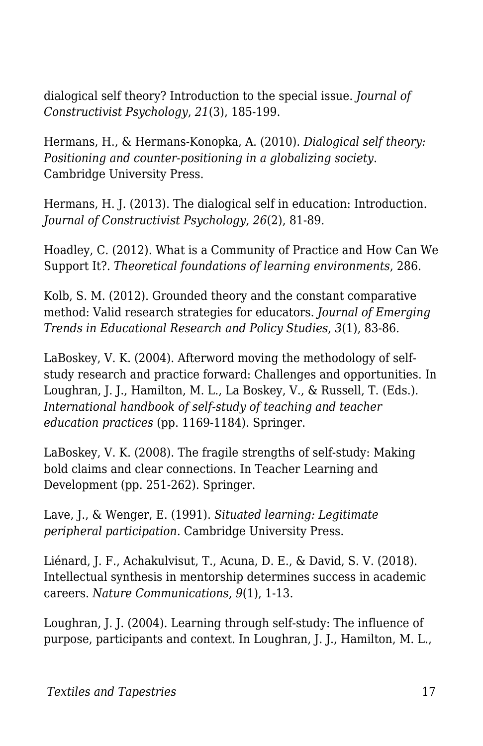dialogical self theory? Introduction to the special issue. *Journal of Constructivist Psychology*, *21*(3), 185-199.

Hermans, H., & Hermans-Konopka, A. (2010). *Dialogical self theory: Positioning and counter-positioning in a globalizing society*. Cambridge University Press.

Hermans, H. J. (2013). The dialogical self in education: Introduction. *Journal of Constructivist Psychology*, *26*(2), 81-89.

Hoadley, C. (2012). What is a Community of Practice and How Can We Support It?. *Theoretical foundations of learning environments*, 286.

Kolb, S. M. (2012). Grounded theory and the constant comparative method: Valid research strategies for educators. *Journal of Emerging Trends in Educational Research and Policy Studies*, *3*(1), 83-86.

LaBoskey, V. K. (2004). Afterword moving the methodology of self-study research and practice forward: Challenges and opportunities. In Loughran, J. J., Hamilton, M. L., La Boskey, V., & Russell, T. (Eds.). *International handbook of self-study of teaching and teacher education practices* (pp. 1169-1184). Springer.

LaBoskey, V. K. (2008). The fragile strengths of self-study: Making bold claims and clear connections. In Teacher Learning and Development (pp. 251-262). Springer.

Lave, J., & Wenger, E. (1991). *Situated learning: Legitimate peripheral participation*. Cambridge University Press.

Liénard, J. F., Achakulvisut, T., Acuna, D. E., & David, S. V. (2018). Intellectual synthesis in mentorship determines success in academic careers. *Nature Communications*, *9*(1), 1-13.

Loughran, J. J. (2004). Learning through self-study: The influence of purpose, participants and context. In Loughran, J. J., Hamilton, M. L.,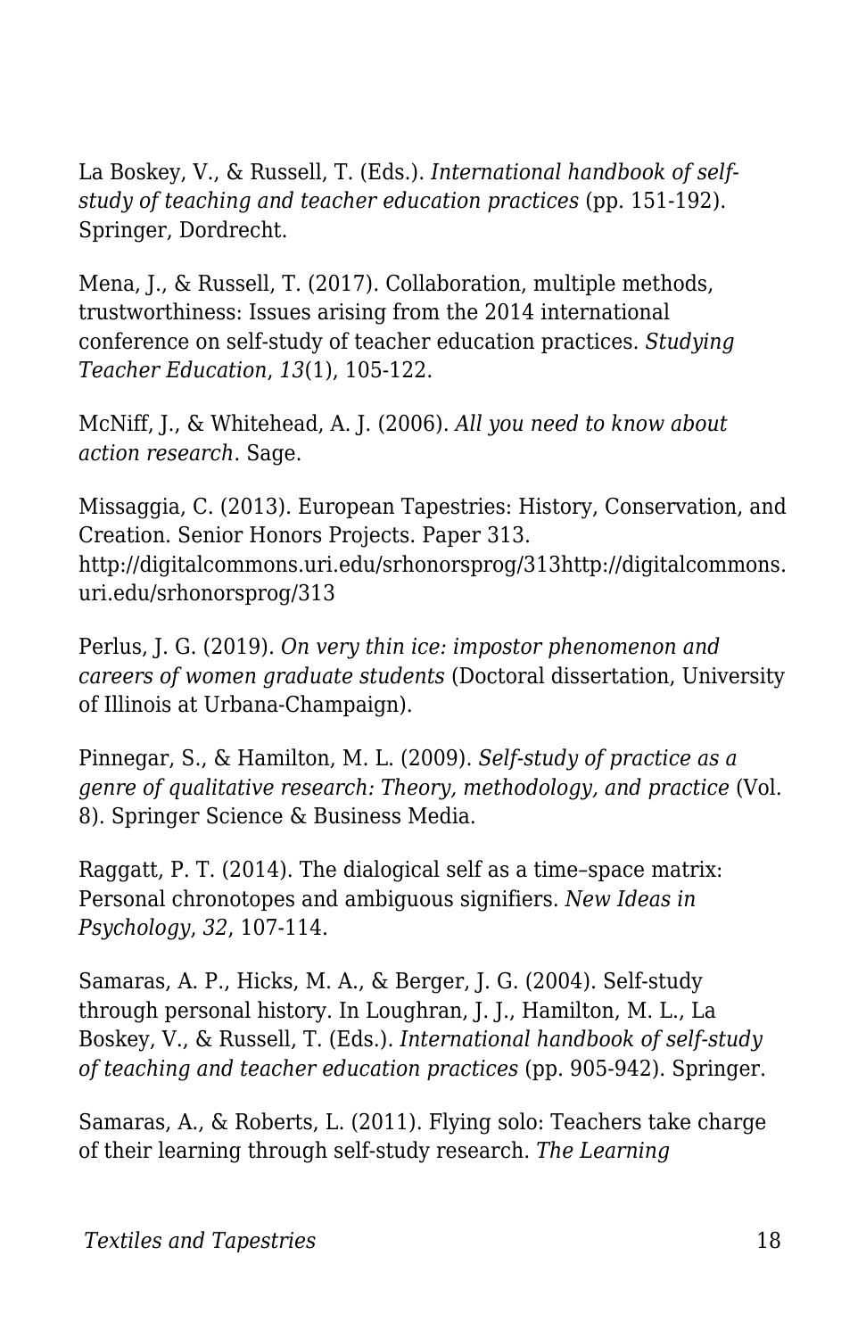La Boskey, V., & Russell, T. (Eds.). *International handbook of self-study of teaching and teacher education practices* (pp. 151-192). Springer, Dordrecht.

Mena, J., & Russell, T. (2017). Collaboration, multiple methods, trustworthiness: Issues arising from the 2014 international conference on self-study of teacher education practices. *Studying Teacher Education*, *13*(1), 105-122.

McNiff, J., & Whitehead, A. J. (2006). *All you need to know about action research*. Sage.

Missaggia, C. (2013). European Tapestries: History, Conservation, and Creation. Senior Honors Projects. Paper 313. http://digitalcommons.uri.edu/srhonorsprog/313http://digitalcommons.uri.edu/srhonorsprog/313

Perlus, J. G. (2019). *On very thin ice: impostor phenomenon and careers of women graduate students* (Doctoral dissertation, University of Illinois at Urbana-Champaign).

Pinnegar, S., & Hamilton, M. L. (2009). *Self-study of practice as a genre of qualitative research: Theory, methodology, and practice* (Vol. 8). Springer Science & Business Media.

Raggatt, P. T. (2014). The dialogical self as a time–space matrix: Personal chronotopes and ambiguous signifiers. *New Ideas in Psychology*, *32*, 107-114.

Samaras, A. P., Hicks, M. A., & Berger, J. G. (2004). Self-study through personal history. In Loughran, J. J., Hamilton, M. L., La Boskey, V., & Russell, T. (Eds.). *International handbook of self-study of teaching and teacher education practices* (pp. 905-942). Springer.

Samaras, A., & Roberts, L. (2011). Flying solo: Teachers take charge of their learning through self-study research. *The Learning*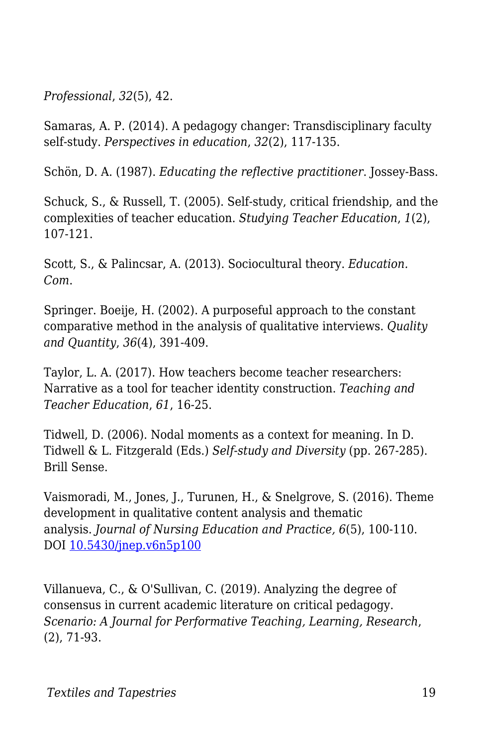*Professional*, *32*(5), 42.

Samaras, A. P. (2014). A pedagogy changer: Transdisciplinary faculty self-study. *Perspectives in education*, *32*(2), 117-135.

Schön, D. A. (1987). *Educating the reflective practitioner*. Jossey-Bass.

Schuck, S., & Russell, T. (2005). Self-study, critical friendship, and the complexities of teacher education. *Studying Teacher Education*, *1*(2), 107-121.

Scott, S., & Palincsar, A. (2013). Sociocultural theory. *Education. Com*.

Springer. Boeije, H. (2002). A purposeful approach to the constant comparative method in the analysis of qualitative interviews. *Quality and Quantity*, *36*(4), 391-409.

Taylor, L. A. (2017). How teachers become teacher researchers: Narrative as a tool for teacher identity construction. *Teaching and Teacher Education*, *61*, 16-25.

Tidwell, D. (2006). Nodal moments as a context for meaning. In D. Tidwell & L. Fitzgerald (Eds.) *Self-study and Diversity* (pp. 267-285). Brill Sense.

Vaismoradi, M., Jones, J., Turunen, H., & Snelgrove, S. (2016). Theme development in qualitative content analysis and thematic analysis. *Journal of Nursing Education and Practice, 6*(5), 100-110. DOI [10.5430/jnep.v6n5p100](10.5430/jnep.v6n5p100)

Villanueva, C., & O'Sullivan, C. (2019). Analyzing the degree of consensus in current academic literature on critical pedagogy. *Scenario: A Journal for Performative Teaching, Learning, Research*, (2), 71-93.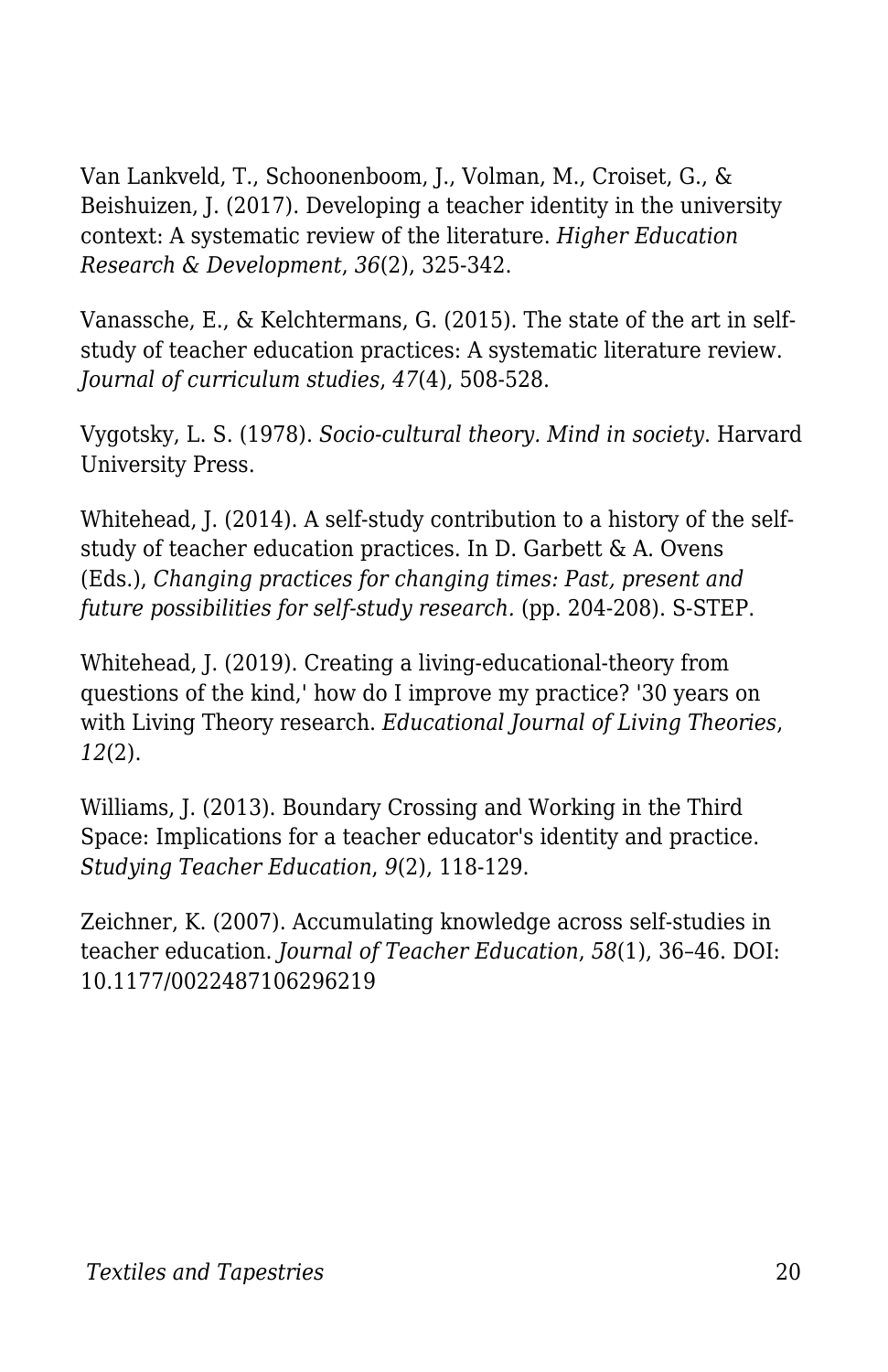Van Lankveld, T., Schoonenboom, J., Volman, M., Croiset, G., & Beishuizen, J. (2017). Developing a teacher identity in the university context: A systematic review of the literature. *Higher Education Research & Development*, *36*(2), 325-342.

Vanassche, E., & Kelchtermans, G. (2015). The state of the art in self-study of teacher education practices: A systematic literature review. *Journal of curriculum studies*, *47*(4), 508-528.

Vygotsky, L. S. (1978). *Socio-cultural theory. Mind in society*. Harvard University Press.

Whitehead, J. (2014). A self-study contribution to a history of the self-study of teacher education practices. In D. Garbett & A. Ovens (Eds.), *Changing practices for changing times: Past, present and future possibilities for self-study research.* (pp. 204-208). S-STEP.

Whitehead, J. (2019). Creating a living-educational-theory from questions of the kind,' how do I improve my practice? '30 years on with Living Theory research. *Educational Journal of Living Theories*, *12*(2).

Williams, J. (2013). Boundary Crossing and Working in the Third Space: Implications for a teacher educator's identity and practice. *Studying Teacher Education*, *9*(2), 118-129.

Zeichner, K. (2007). Accumulating knowledge across self-studies in teacher education. *Journal of Teacher Education*, *58*(1), 36–46. DOI: 10.1177/0022487106296219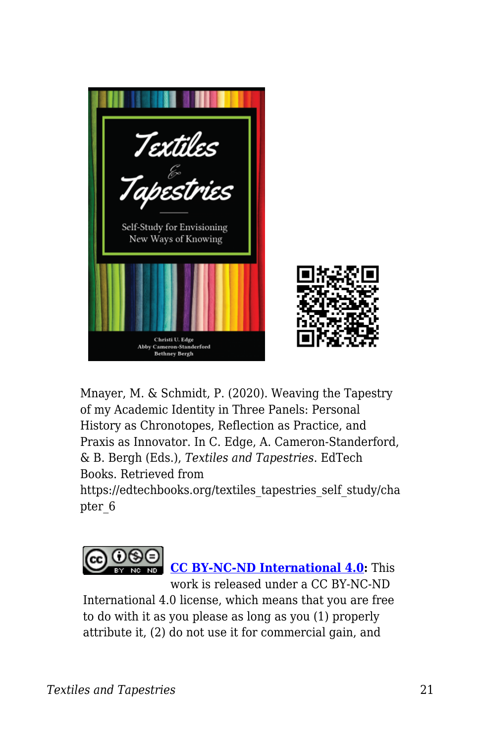Mnayer, M. & Schmidt, P. (2020). Weaving the Tapestry of my Academic Identity in Three Panels: Personal History as Chronotopes, Reflection as Practice, and Praxis as Innovator. In C. Edge, A. Cameron-Standerford, & B. Bergh (Eds.), *Textiles and Tapestries*. EdTech Books. Retrieved from https://edtechbooks.org/textiles_tapestries_self_study/chapter_6

**[CC BY-NC-ND International 4.0](https://creativecommons.org/licenses/by-nc-nd/4.0/):** This work is released under a CC BY-NC-ND International 4.0 license, which means that you are free to do with it as you please as long as you (1) properly attribute it, (2) do not use it for commercial gain, and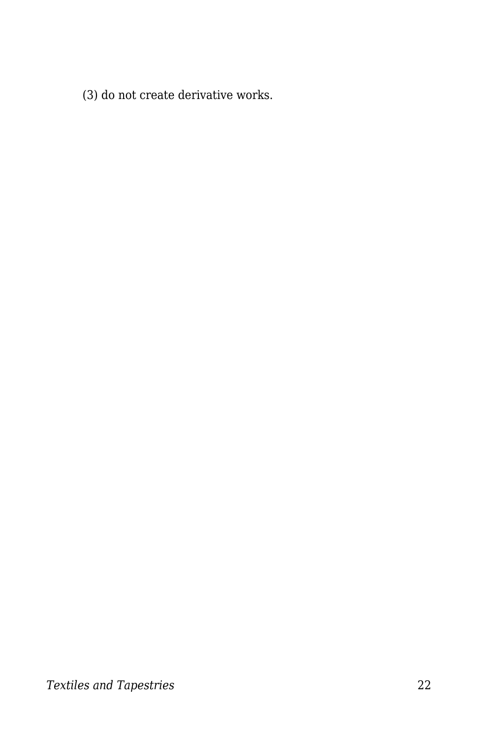(3) do not create derivative works.